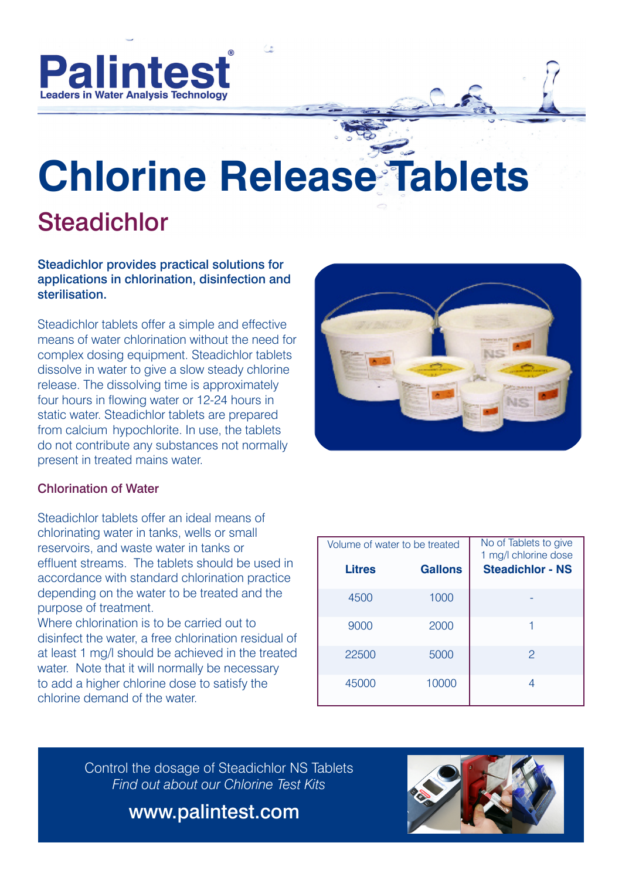Palintest®

Leaders in Water Analysis Technology

# Chlorine Release Tablets

## Steadichlor

**Steadichlor provides practical solutions for applications in chlorination, disinfection and sterilisation.**

Steadichlor tablets offer a simple and effective means of water chlorination without the need for complex dosing equipment. Steadichlor tablets dissolve in water to give a slow steady chlorine release. The dissolving time is approximately four hours in flowing water or 12-24 hours in static water. Steadichlor tablets are prepared from calcium hypochlorite. In use, the tablets do not contribute any substances not normally present in treated mains water.

### Chlorination of Water

Steadichlor tablets offer an ideal means of chlorinating water in tanks, wells or small reservoirs, and waste water in tanks or effluent streams. The tablets should be used in accordance with standard chlorination practice depending on the water to be treated and the purpose of treatment.
Where chlorination is to be carried out to disinfect the water, a free chlorination residual of at least 1 mg/l should be achieved in the treated water. Note that it will normally be necessary to add a higher chlorine dose to satisfy the chlorine demand of the water.

| Volume of water to be treated | | No of Tablets to give 1 mg/l chlorine dose |
|---|---|---|
| **Litres** | **Gallons** | **Steadichlor - NS** |
| 4500 | 1000 | - |
| 9000 | 2000 | 1 |
| 22500 | 5000 | 2 |
| 45000 | 10000 | 4 |

Control the dosage of Steadichlor NS Tablets
*Find out about our Chlorine Test Kits*

www.palintest.com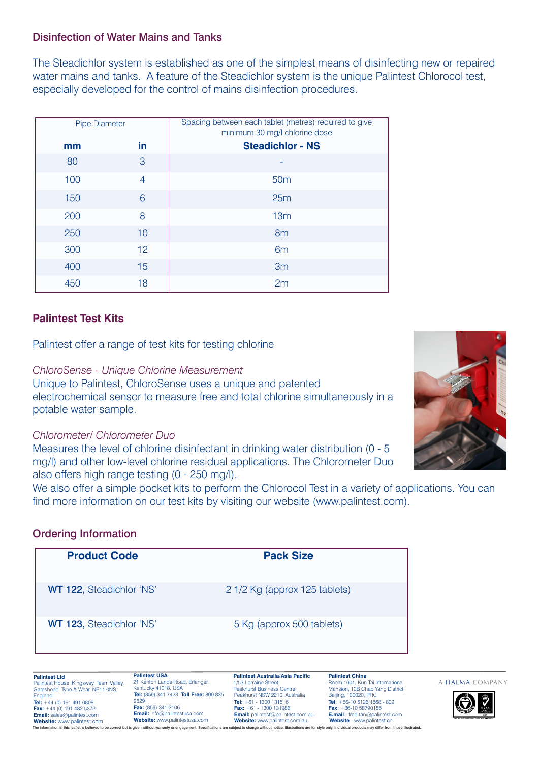## Disinfection of Water Mains and Tanks

The Steadichlor system is established as one of the simplest means of disinfecting new or repaired water mains and tanks. A feature of the Steadichlor system is the unique Palintest Chlorocol test, especially developed for the control of mains disinfection procedures.

| Pipe Diameter | | Spacing between each tablet (metres) required to give minimum 30 mg/l chlorine dose |
|---|---|---|
| **mm** | **in** | **Steadichlor - NS** |
| 80 | 3 | - |
| 100 | 4 | 50m |
| 150 | 6 | 25m |
| 200 | 8 | 13m |
| 250 | 10 | 8m |
| 300 | 12 | 6m |
| 400 | 15 | 3m |
| 450 | 18 | 2m |

## Palintest Test Kits

Palintest offer a range of test kits for testing chlorine

*ChloroSense - Unique Chlorine Measurement*
Unique to Palintest, ChloroSense uses a unique and patented electrochemical sensor to measure free and total chlorine simultaneously in a potable water sample.

*Chlorometer/ Chlorometer Duo*
Measures the level of chlorine disinfectant in drinking water distribution (0 - 5 mg/l) and other low-level chlorine residual applications. The Chlorometer Duo also offers high range testing (0 - 250 mg/l).
We also offer a simple pocket kits to perform the Chlorocol Test in a variety of applications. You can find more information on our test kits by visiting our website (www.palintest.com).

## Ordering Information

| Product Code | Pack Size |
|---|---|
| **WT 122,** Steadichlor 'NS' | 2 1/2 Kg (approx 125 tablets) |
| **WT 123,** Steadichlor 'NS' | 5 Kg (approx 500 tablets) |

**Palintest Ltd**
Palintest House, Kingsway, Team Valley, Gateshead, Tyne & Wear, NE11 0NS, England
**Tel:** +44 (0) 191 491 0808
**Fax:** +44 (0) 191 482 5372
**Email:** sales@palintest.com
**Website:** www.palintest.com

**Palintest USA**
21 Kenton Lands Road, Erlanger, Kentucky 41018, USA
**Tel:** (859) 341 7423 **Toll Free:** 800 835 9629
**Fax:** (859) 341 2106
**Email:** info@palintestusa.com
**Website:** www.palintestusa.com

**Palintest Australia/Asia Pacific**
1/53 Lorraine Street, Peakhurst Business Centre, Peakhurst NSW 2210, Australia
**Tel:** +61 - 1300 131516
**Fax:** +61 - 1300 131986
**Email:** palintest@palintest.com.au
**Website:** www.palintest.com.au

**Palintest China**
Room 1601, Kun Tai International Mansion, 12B Chao Yang District, Beijing, 100020, PRC
**Tel**: +86-10 5126 1868 - 809
**Fax**: +86-10 58790155
**E.mail** - fred.fan@palintest.com
**Website** - www.palintest.cn

A HALMA COMPANY

The information in this leaflet is believed to be correct but is given without warranty or engagement. Specifications are subject to change without notice. Illustrations are for style only. Individual products may differ from those illustrated.